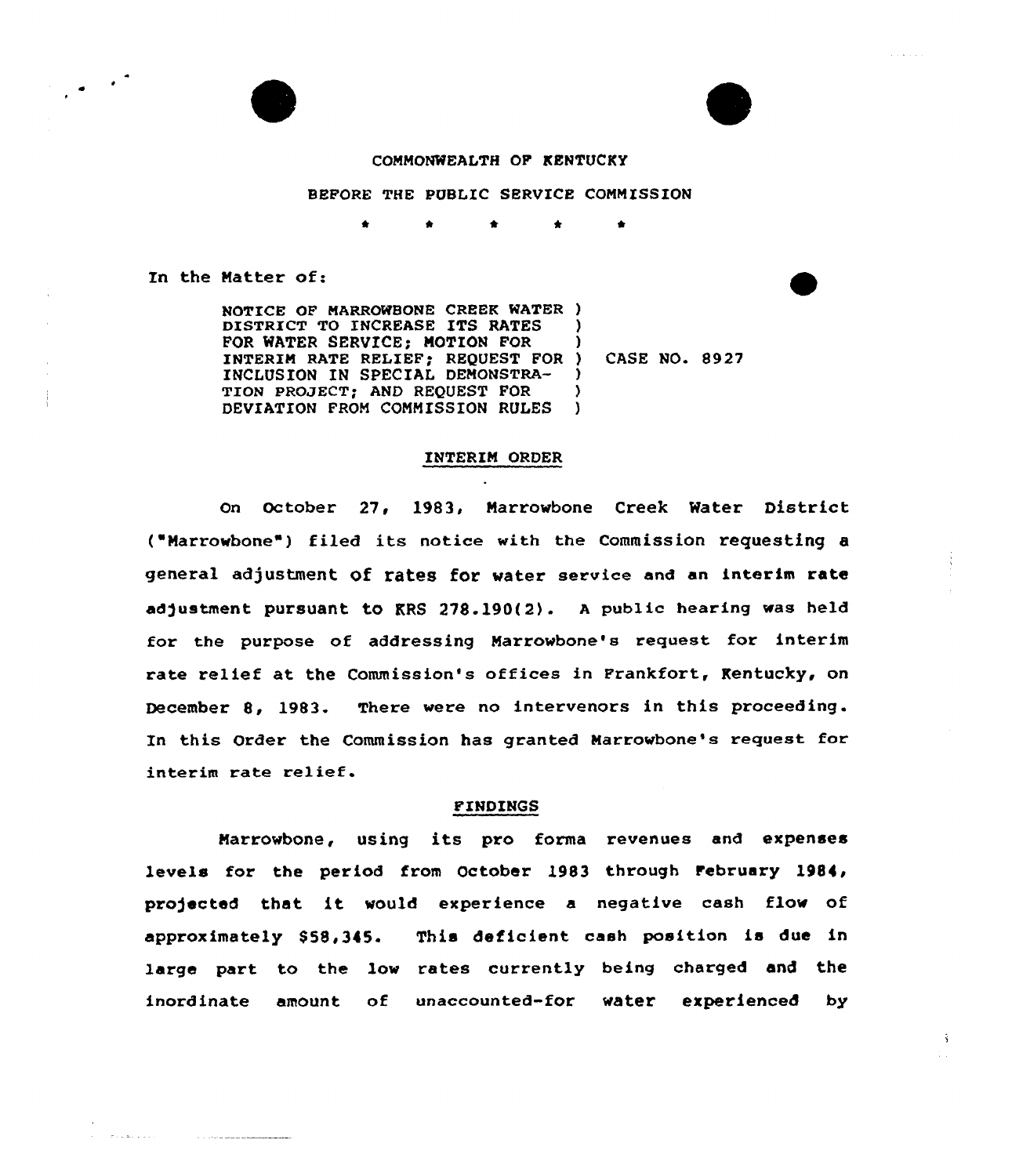COMMONWEALTH OF KENTUCKY

BEFORE THE PUBLIC SERVICE COMMISSION

\* \* \* \* \*

In the Matter of:

| | |
|---|---|
| NOTICE OF MARROWBONE CREEK WATER DISTRICT TO INCREASE ITS RATES FOR WATER SERVICE; MOTION FOR INTERIM RATE RELIEF; REQUEST FOR INCLUSION IN SPECIAL DEMONSTRATION PROJECT; AND REQUEST FOR DEVIATION FROM COMMISSION RULES | CASE NO. 8927 |

## INTERIM ORDER

On October 27, 1983, Marrowbone Creek Water District ("Marrowbone") filed its notice with the Commission requesting a general adjustment of rates for water service and an interim rate adjustment pursuant to KRS 278.190(2). A public hearing was held for the purpose of addressing Marrowbone's request for interim rate relief at the Commission's offices in Frankfort, Kentucky, on December 8, 1983. There were no intervenors in this proceeding. In this Order the Commission has granted Marrowbone's request for interim rate relief.

## FINDINGS

Marrowbone, using its pro forma revenues and expenses levels for the period from October 1983 through February 1984, projected that it would experience a negative cash flow of approximately $58,345. This deficient cash position is due in large part to the low rates currently being charged and the inordinate amount of unaccounted-for water experienced by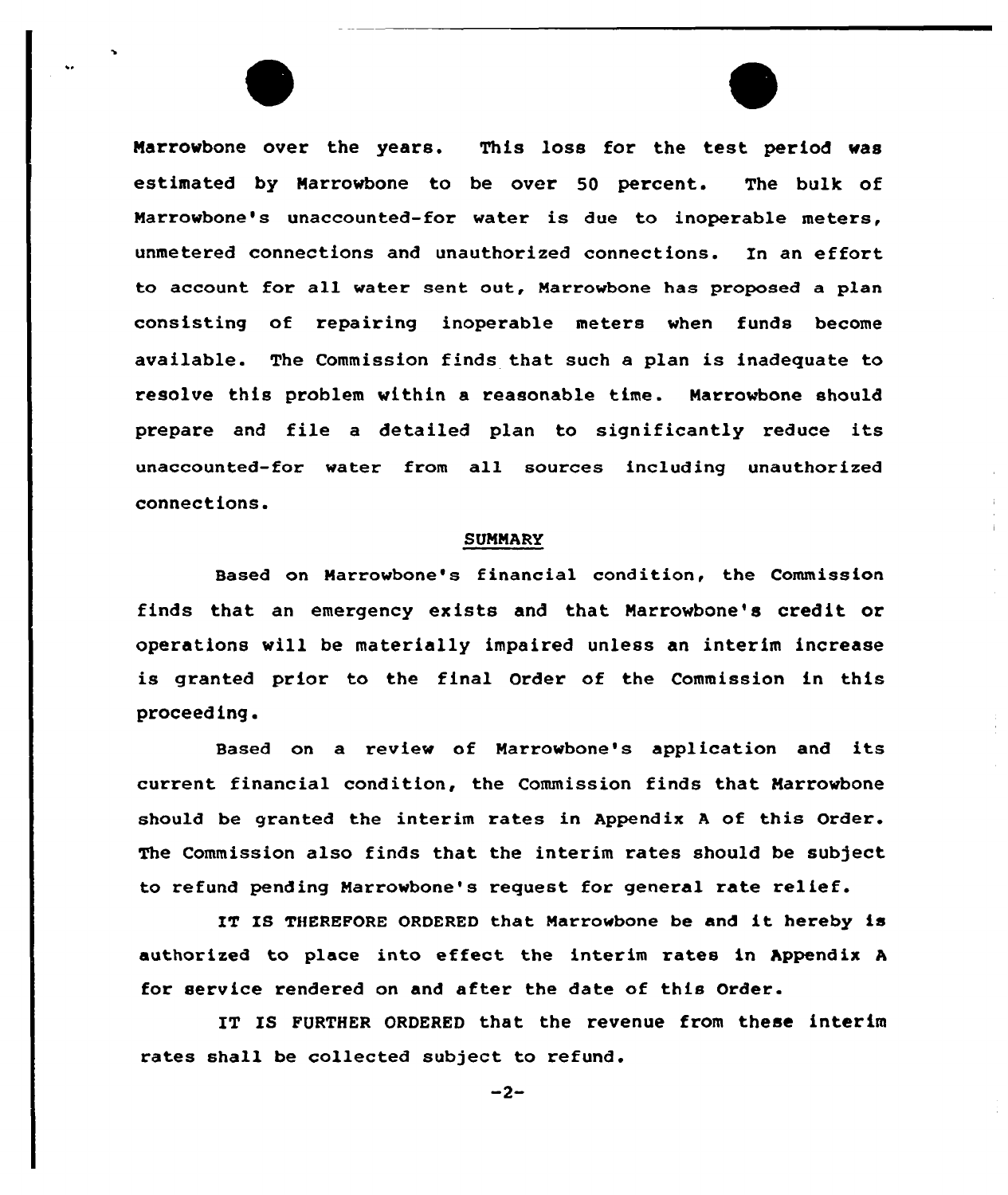Marrowbone over the years. This loss for the test period was estimated by Marrowbone to be over 50 percent. The bulk of Marrowbone's unaccounted-for water is due to inoperable meters, unmetered connections and unauthorized connections. In an effort to account for all water sent out, Marrowbone has proposed a plan consisting of repairing inoperable meters when funds become available. The Commission finds that such a plan is inadequate to resolve this problem within a reasonable time. Marrowbone should prepare and file a detailed plan to significantly reduce its unaccounted-for water from all sources including unauthorized connections.

## SUMMARY

Based on Marrowbone's financial condition, the Commission finds that an emergency exists and that Marrowbone's credit or operations will be materially impaired unless an interim increase is granted prior to the final Order of the Commission in this proceeding.

Based on a review of Marrowbone's application and its current financial condition, the Commission finds that Marrowbone should be granted the interim rates in Appendix A of this Order. The Commission also finds that the interim rates should be subject to refund pending Marrowbone's request for general rate relief.

IT IS THEREFORE ORDERED that Marrowbone be and it hereby is authorized to place into effect the interim rates in Appendix A for service rendered on and after the date of this Order.

IT IS FURTHER ORDERED that the revenue from these interim rates shall be collected subject to refund.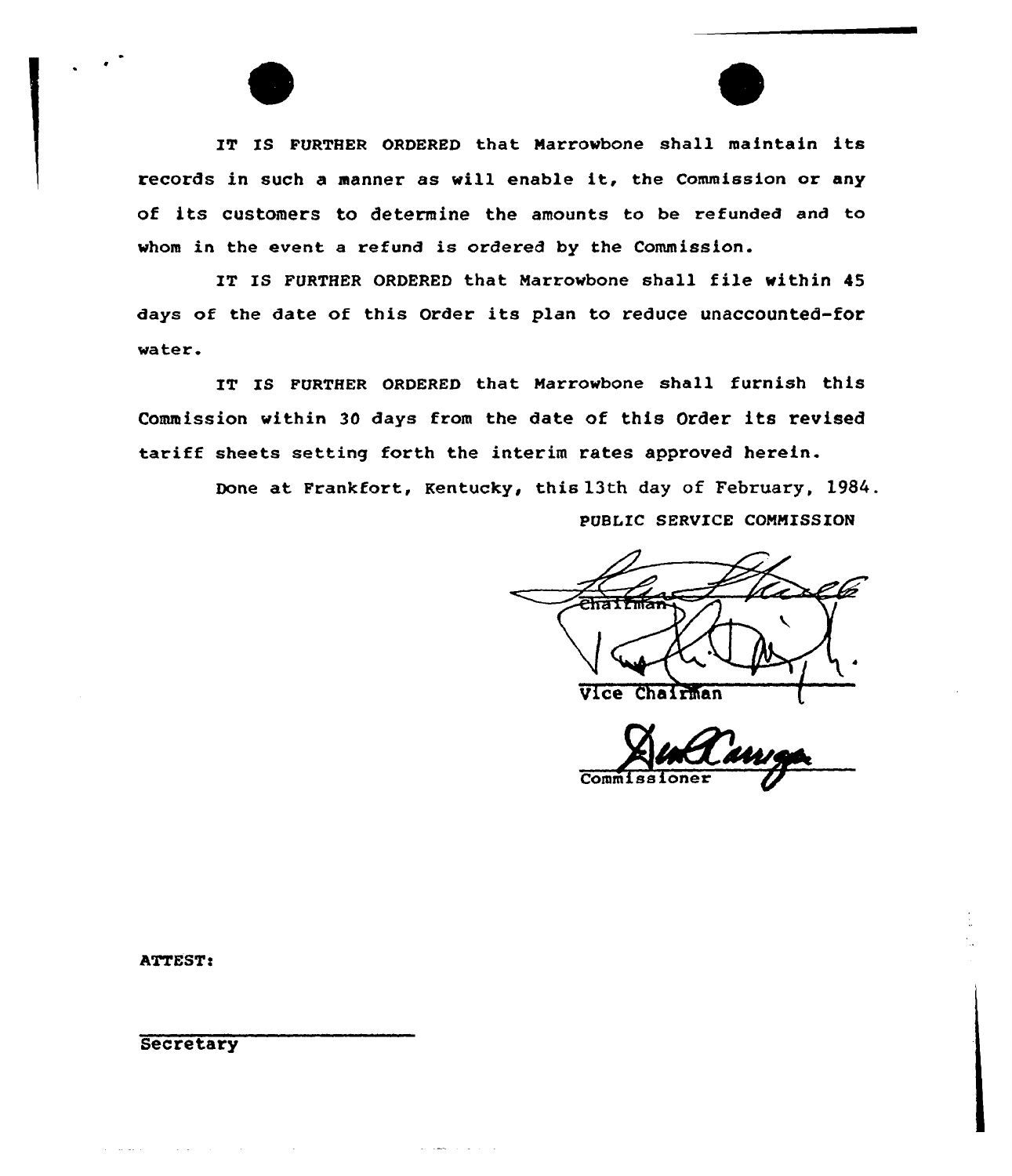IT IS FURTHER ORDERED that Marrowbone shall maintain its records in such a manner as will enable it, the Commission or any of its customers to determine the amounts to be refunded and to whom in the event a refund is ordered by the Commission.

IT IS FURTHER ORDERED that Marrowbone shall file within 45 days of the date of this Order its plan to reduce unaccounted-for water.

IT IS FURTHER ORDERED that Marrowbone shall furnish this Commission within 30 days from the date of this Order its revised tariff sheets setting forth the interim rates approved herein.

Done at Frankfort, Kentucky, this 13th day of February, 1984.

PUBLIC SERVICE COMMISSION

Chairman

Vice Chairman

Commissioner

ATTEST:

Secretary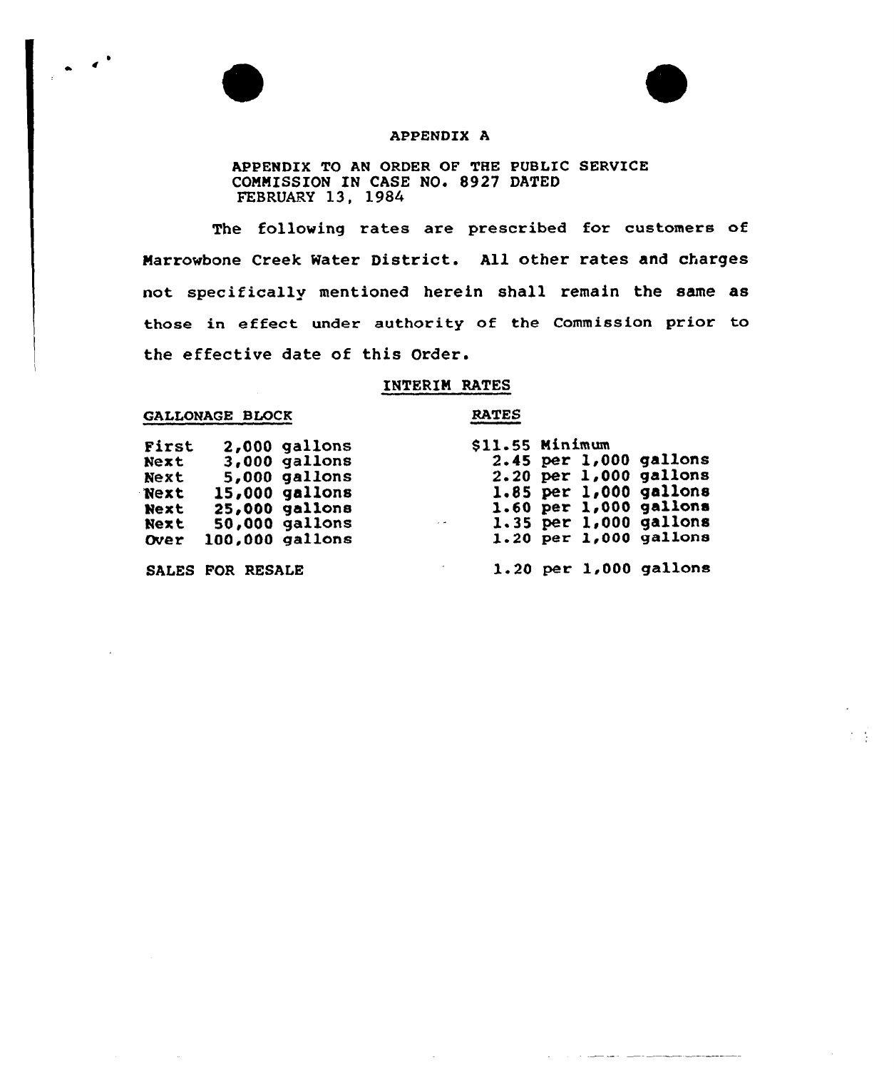# APPENDIX A

APPENDIX TO AN ORDER OF THE PUBLIC SERVICE COMMISSION IN CASE NO. 8927 DATED FEBRUARY 13, 1984

The following rates are prescribed for customers of Marrowbone Creek Water District. All other rates and charges not specifically mentioned herein shall remain the same as those in effect under authority of the Commission prior to the effective date of this Order.

## INTERIM RATES

| GALLONAGE BLOCK | RATES |
|---|---|
| First 2,000 gallons | $11.55 Minimum |
| Next 3,000 gallons | 2.45 per 1,000 gallons |
| Next 5,000 gallons | 2.20 per 1,000 gallons |
| Next 15,000 gallons | 1.85 per 1,000 gallons |
| Next 25,000 gallons | 1.60 per 1,000 gallons |
| Next 50,000 gallons | 1.35 per 1,000 gallons |
| Over 100,000 gallons | 1.20 per 1,000 gallons |
| SALES FOR RESALE | 1.20 per 1,000 gallons |